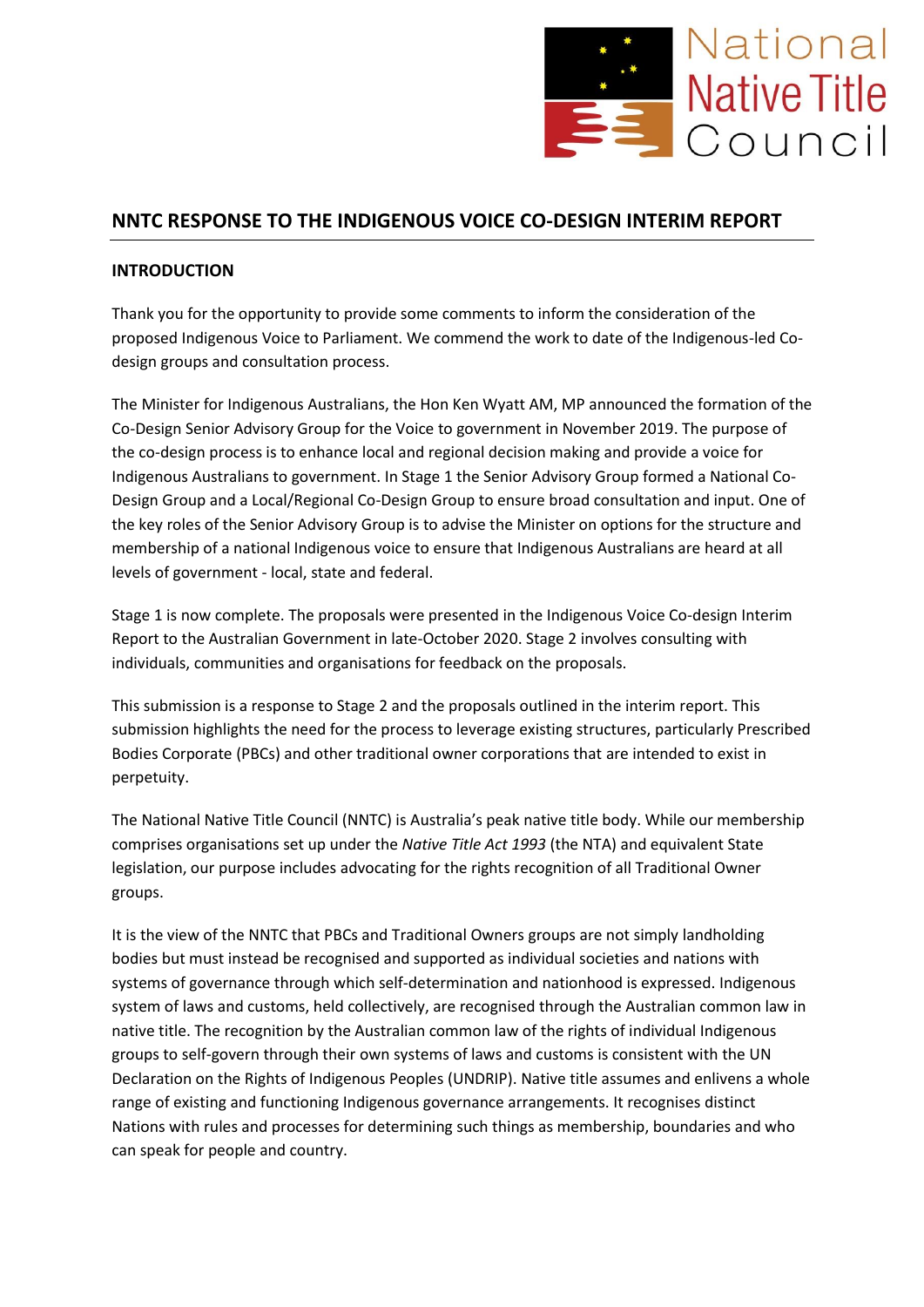# NNTC RESPONSE TO THE INDIGENOUS VOICE CO-DESIGN INTERIM REPORT

## INTRODUCTION

Thank you for the opportunity to provide some comments to inform the consideration of the proposed Indigenous Voice to Parliament. We commend the work to date of the Indigenous-led Co-design groups and consultation process.

The Minister for Indigenous Australians, the Hon Ken Wyatt AM, MP announced the formation of the Co-Design Senior Advisory Group for the Voice to government in November 2019. The purpose of the co-design process is to enhance local and regional decision making and provide a voice for Indigenous Australians to government. In Stage 1 the Senior Advisory Group formed a National Co-Design Group and a Local/Regional Co-Design Group to ensure broad consultation and input. One of the key roles of the Senior Advisory Group is to advise the Minister on options for the structure and membership of a national Indigenous voice to ensure that Indigenous Australians are heard at all levels of government - local, state and federal.

Stage 1 is now complete. The proposals were presented in the Indigenous Voice Co-design Interim Report to the Australian Government in late-October 2020. Stage 2 involves consulting with individuals, communities and organisations for feedback on the proposals.

This submission is a response to Stage 2 and the proposals outlined in the interim report. This submission highlights the need for the process to leverage existing structures, particularly Prescribed Bodies Corporate (PBCs) and other traditional owner corporations that are intended to exist in perpetuity.

The National Native Title Council (NNTC) is Australia's peak native title body. While our membership comprises organisations set up under the *Native Title Act 1993* (the NTA) and equivalent State legislation, our purpose includes advocating for the rights recognition of all Traditional Owner groups.

It is the view of the NNTC that PBCs and Traditional Owners groups are not simply landholding bodies but must instead be recognised and supported as individual societies and nations with systems of governance through which self-determination and nationhood is expressed. Indigenous system of laws and customs, held collectively, are recognised through the Australian common law in native title. The recognition by the Australian common law of the rights of individual Indigenous groups to self-govern through their own systems of laws and customs is consistent with the UN Declaration on the Rights of Indigenous Peoples (UNDRIP). Native title assumes and enlivens a whole range of existing and functioning Indigenous governance arrangements. It recognises distinct Nations with rules and processes for determining such things as membership, boundaries and who can speak for people and country.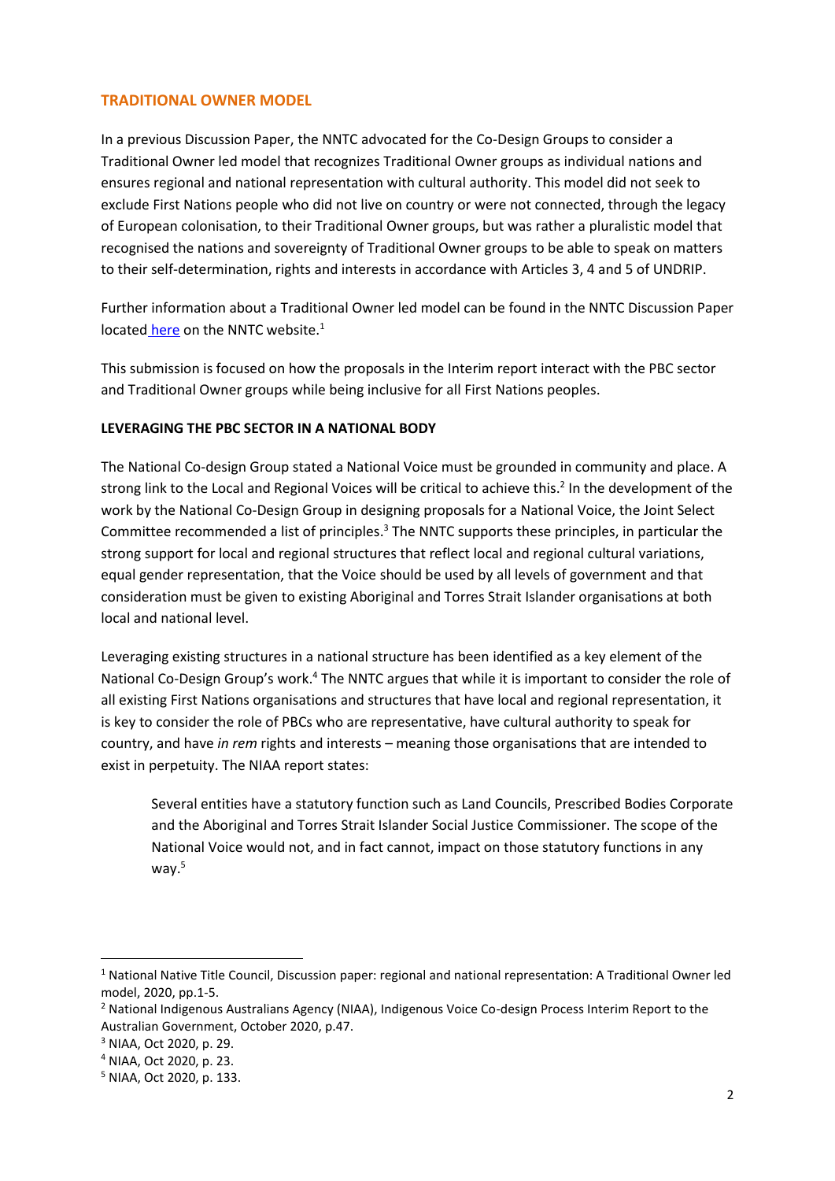## TRADITIONAL OWNER MODEL

In a previous Discussion Paper, the NNTC advocated for the Co-Design Groups to consider a Traditional Owner led model that recognizes Traditional Owner groups as individual nations and ensures regional and national representation with cultural authority. This model did not seek to exclude First Nations people who did not live on country or were not connected, through the legacy of European colonisation, to their Traditional Owner groups, but was rather a pluralistic model that recognised the nations and sovereignty of Traditional Owner groups to be able to speak on matters to their self-determination, rights and interests in accordance with Articles 3, 4 and 5 of UNDRIP.

Further information about a Traditional Owner led model can be found in the NNTC Discussion Paper located here on the NNTC website.[1]

This submission is focused on how the proposals in the Interim report interact with the PBC sector and Traditional Owner groups while being inclusive for all First Nations peoples.

### LEVERAGING THE PBC SECTOR IN A NATIONAL BODY

The National Co-design Group stated a National Voice must be grounded in community and place. A strong link to the Local and Regional Voices will be critical to achieve this.[2] In the development of the work by the National Co-Design Group in designing proposals for a National Voice, the Joint Select Committee recommended a list of principles.[3] The NNTC supports these principles, in particular the strong support for local and regional structures that reflect local and regional cultural variations, equal gender representation, that the Voice should be used by all levels of government and that consideration must be given to existing Aboriginal and Torres Strait Islander organisations at both local and national level.

Leveraging existing structures in a national structure has been identified as a key element of the National Co-Design Group's work.[4] The NNTC argues that while it is important to consider the role of all existing First Nations organisations and structures that have local and regional representation, it is key to consider the role of PBCs who are representative, have cultural authority to speak for country, and have *in rem* rights and interests – meaning those organisations that are intended to exist in perpetuity. The NIAA report states:

> Several entities have a statutory function such as Land Councils, Prescribed Bodies Corporate and the Aboriginal and Torres Strait Islander Social Justice Commissioner. The scope of the National Voice would not, and in fact cannot, impact on those statutory functions in any way.[5]

---

[1] National Native Title Council, Discussion paper: regional and national representation: A Traditional Owner led model, 2020, pp.1-5.

[2] National Indigenous Australians Agency (NIAA), Indigenous Voice Co-design Process Interim Report to the Australian Government, October 2020, p.47.

[3] NIAA, Oct 2020, p. 29.

[4] NIAA, Oct 2020, p. 23.

[5] NIAA, Oct 2020, p. 133.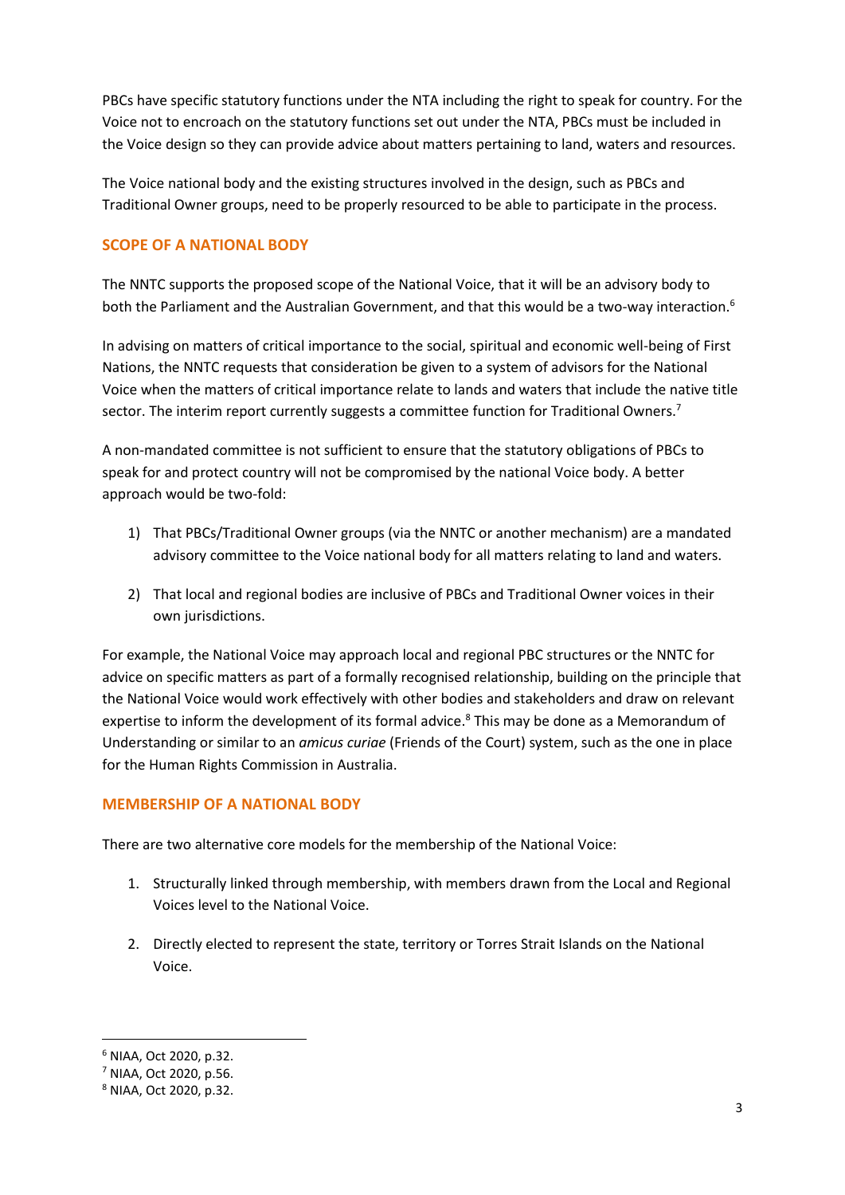PBCs have specific statutory functions under the NTA including the right to speak for country. For the Voice not to encroach on the statutory functions set out under the NTA, PBCs must be included in the Voice design so they can provide advice about matters pertaining to land, waters and resources.

The Voice national body and the existing structures involved in the design, such as PBCs and Traditional Owner groups, need to be properly resourced to be able to participate in the process.

## SCOPE OF A NATIONAL BODY

The NNTC supports the proposed scope of the National Voice, that it will be an advisory body to both the Parliament and the Australian Government, and that this would be a two-way interaction.[6]

In advising on matters of critical importance to the social, spiritual and economic well-being of First Nations, the NNTC requests that consideration be given to a system of advisors for the National Voice when the matters of critical importance relate to lands and waters that include the native title sector. The interim report currently suggests a committee function for Traditional Owners.[7]

A non-mandated committee is not sufficient to ensure that the statutory obligations of PBCs to speak for and protect country will not be compromised by the national Voice body. A better approach would be two-fold:

1) That PBCs/Traditional Owner groups (via the NNTC or another mechanism) are a mandated advisory committee to the Voice national body for all matters relating to land and waters.
2) That local and regional bodies are inclusive of PBCs and Traditional Owner voices in their own jurisdictions.

For example, the National Voice may approach local and regional PBC structures or the NNTC for advice on specific matters as part of a formally recognised relationship, building on the principle that the National Voice would work effectively with other bodies and stakeholders and draw on relevant expertise to inform the development of its formal advice.[8] This may be done as a Memorandum of Understanding or similar to an *amicus curiae* (Friends of the Court) system, such as the one in place for the Human Rights Commission in Australia.

## MEMBERSHIP OF A NATIONAL BODY

There are two alternative core models for the membership of the National Voice:

1. Structurally linked through membership, with members drawn from the Local and Regional Voices level to the National Voice.
2. Directly elected to represent the state, territory or Torres Strait Islands on the National Voice.

[6] NIAA, Oct 2020, p.32.
[7] NIAA, Oct 2020, p.56.
[8] NIAA, Oct 2020, p.32.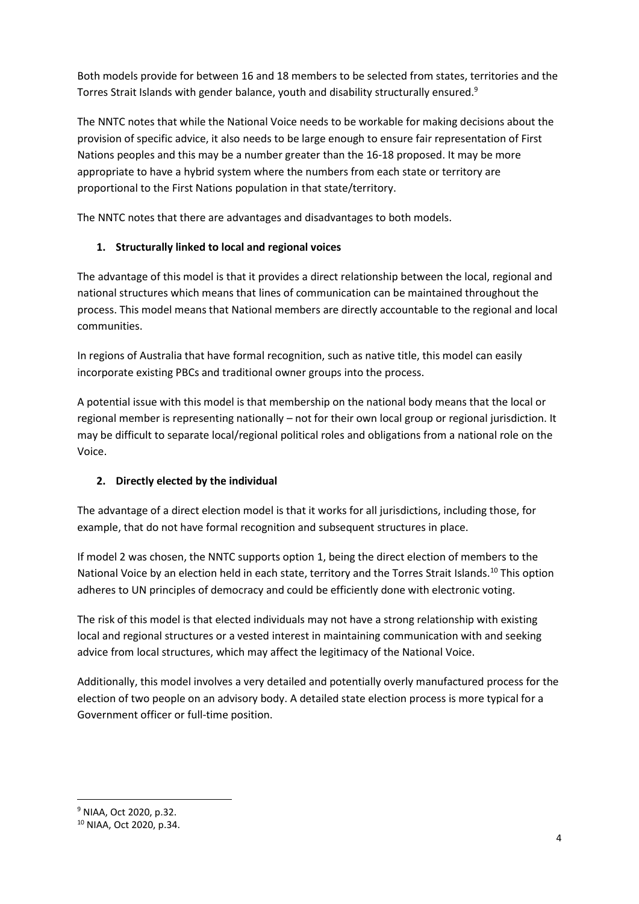Both models provide for between 16 and 18 members to be selected from states, territories and the Torres Strait Islands with gender balance, youth and disability structurally ensured.[9]

The NNTC notes that while the National Voice needs to be workable for making decisions about the provision of specific advice, it also needs to be large enough to ensure fair representation of First Nations peoples and this may be a number greater than the 16-18 proposed. It may be more appropriate to have a hybrid system where the numbers from each state or territory are proportional to the First Nations population in that state/territory.

The NNTC notes that there are advantages and disadvantages to both models.

1. **Structurally linked to local and regional voices**

The advantage of this model is that it provides a direct relationship between the local, regional and national structures which means that lines of communication can be maintained throughout the process. This model means that National members are directly accountable to the regional and local communities.

In regions of Australia that have formal recognition, such as native title, this model can easily incorporate existing PBCs and traditional owner groups into the process.

A potential issue with this model is that membership on the national body means that the local or regional member is representing nationally – not for their own local group or regional jurisdiction. It may be difficult to separate local/regional political roles and obligations from a national role on the Voice.

2. **Directly elected by the individual**

The advantage of a direct election model is that it works for all jurisdictions, including those, for example, that do not have formal recognition and subsequent structures in place.

If model 2 was chosen, the NNTC supports option 1, being the direct election of members to the National Voice by an election held in each state, territory and the Torres Strait Islands.[10] This option adheres to UN principles of democracy and could be efficiently done with electronic voting.

The risk of this model is that elected individuals may not have a strong relationship with existing local and regional structures or a vested interest in maintaining communication with and seeking advice from local structures, which may affect the legitimacy of the National Voice.

Additionally, this model involves a very detailed and potentially overly manufactured process for the election of two people on an advisory body. A detailed state election process is more typical for a Government officer or full-time position.

---

[9] NIAA, Oct 2020, p.32.

[10] NIAA, Oct 2020, p.34.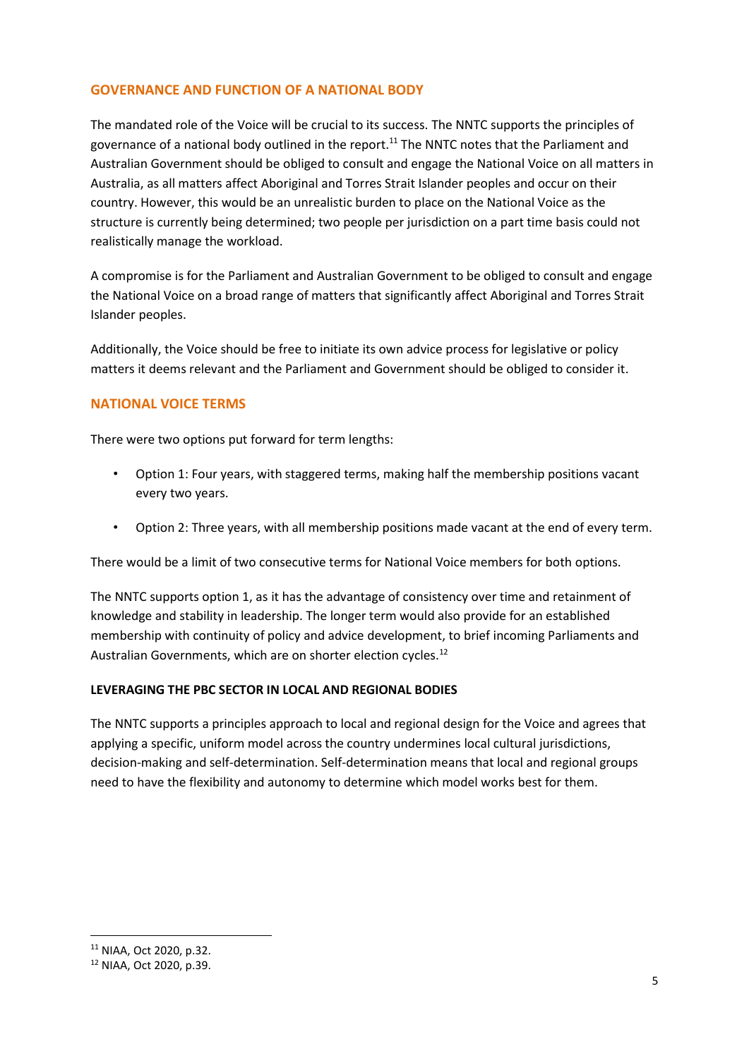## GOVERNANCE AND FUNCTION OF A NATIONAL BODY

The mandated role of the Voice will be crucial to its success. The NNTC supports the principles of governance of a national body outlined in the report.[11] The NNTC notes that the Parliament and Australian Government should be obliged to consult and engage the National Voice on all matters in Australia, as all matters affect Aboriginal and Torres Strait Islander peoples and occur on their country. However, this would be an unrealistic burden to place on the National Voice as the structure is currently being determined; two people per jurisdiction on a part time basis could not realistically manage the workload.

A compromise is for the Parliament and Australian Government to be obliged to consult and engage the National Voice on a broad range of matters that significantly affect Aboriginal and Torres Strait Islander peoples.

Additionally, the Voice should be free to initiate its own advice process for legislative or policy matters it deems relevant and the Parliament and Government should be obliged to consider it.

## NATIONAL VOICE TERMS

There were two options put forward for term lengths:

- Option 1: Four years, with staggered terms, making half the membership positions vacant every two years.
- Option 2: Three years, with all membership positions made vacant at the end of every term.

There would be a limit of two consecutive terms for National Voice members for both options.

The NNTC supports option 1, as it has the advantage of consistency over time and retainment of knowledge and stability in leadership. The longer term would also provide for an established membership with continuity of policy and advice development, to brief incoming Parliaments and Australian Governments, which are on shorter election cycles.[12]

### LEVERAGING THE PBC SECTOR IN LOCAL AND REGIONAL BODIES

The NNTC supports a principles approach to local and regional design for the Voice and agrees that applying a specific, uniform model across the country undermines local cultural jurisdictions, decision-making and self-determination. Self-determination means that local and regional groups need to have the flexibility and autonomy to determine which model works best for them.

---

[11] NIAA, Oct 2020, p.32.

[12] NIAA, Oct 2020, p.39.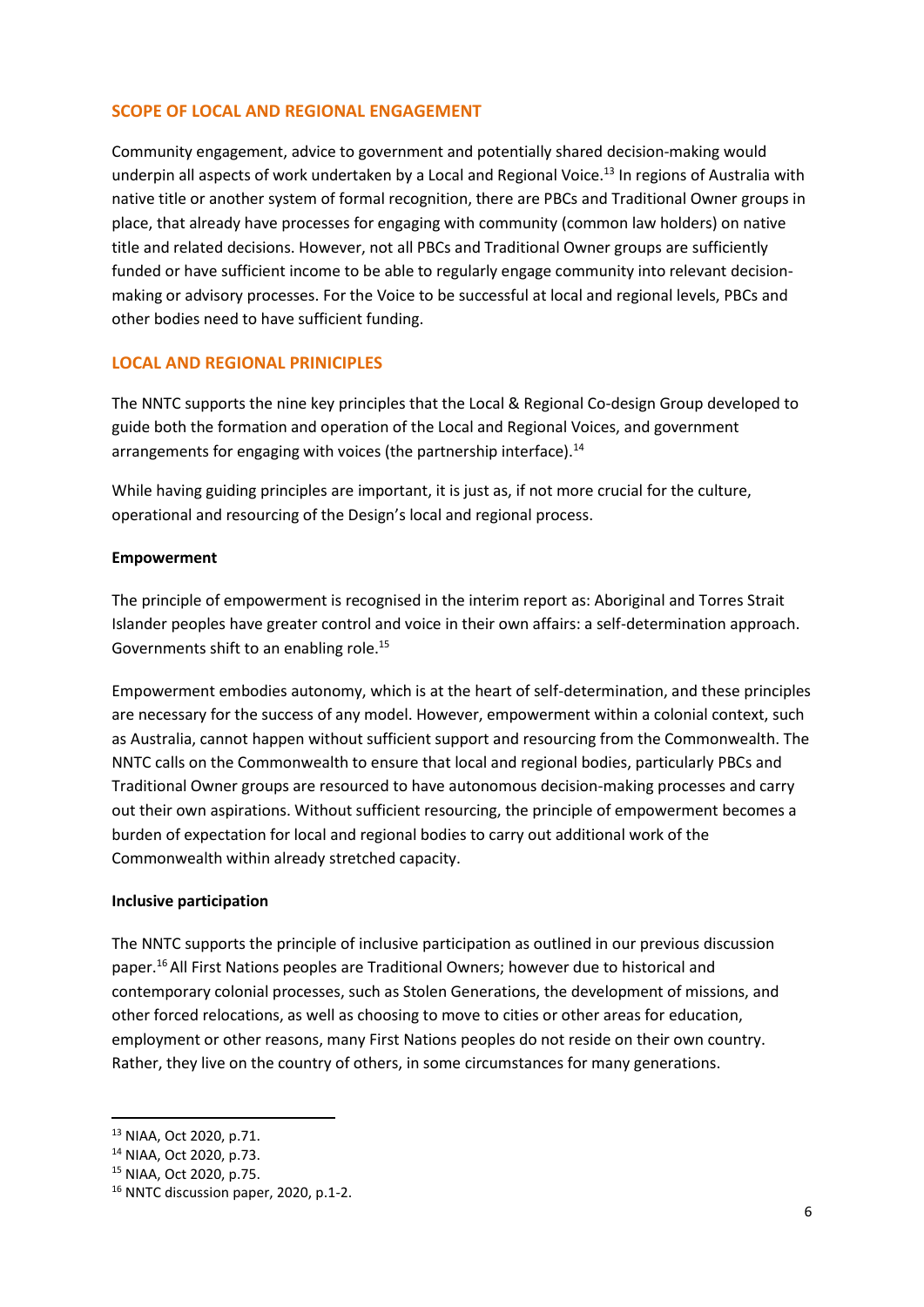## SCOPE OF LOCAL AND REGIONAL ENGAGEMENT

Community engagement, advice to government and potentially shared decision-making would underpin all aspects of work undertaken by a Local and Regional Voice.[13] In regions of Australia with native title or another system of formal recognition, there are PBCs and Traditional Owner groups in place, that already have processes for engaging with community (common law holders) on native title and related decisions. However, not all PBCs and Traditional Owner groups are sufficiently funded or have sufficient income to be able to regularly engage community into relevant decision-making or advisory processes. For the Voice to be successful at local and regional levels, PBCs and other bodies need to have sufficient funding.

## LOCAL AND REGIONAL PRINICIPLES

The NNTC supports the nine key principles that the Local & Regional Co-design Group developed to guide both the formation and operation of the Local and Regional Voices, and government arrangements for engaging with voices (the partnership interface).[14]

While having guiding principles are important, it is just as, if not more crucial for the culture, operational and resourcing of the Design's local and regional process.

**Empowerment**

The principle of empowerment is recognised in the interim report as: Aboriginal and Torres Strait Islander peoples have greater control and voice in their own affairs: a self-determination approach. Governments shift to an enabling role.[15]

Empowerment embodies autonomy, which is at the heart of self-determination, and these principles are necessary for the success of any model. However, empowerment within a colonial context, such as Australia, cannot happen without sufficient support and resourcing from the Commonwealth. The NNTC calls on the Commonwealth to ensure that local and regional bodies, particularly PBCs and Traditional Owner groups are resourced to have autonomous decision-making processes and carry out their own aspirations. Without sufficient resourcing, the principle of empowerment becomes a burden of expectation for local and regional bodies to carry out additional work of the Commonwealth within already stretched capacity.

**Inclusive participation**

The NNTC supports the principle of inclusive participation as outlined in our previous discussion paper.[16] All First Nations peoples are Traditional Owners; however due to historical and contemporary colonial processes, such as Stolen Generations, the development of missions, and other forced relocations, as well as choosing to move to cities or other areas for education, employment or other reasons, many First Nations peoples do not reside on their own country. Rather, they live on the country of others, in some circumstances for many generations.

---

[13] NIAA, Oct 2020, p.71.

[14] NIAA, Oct 2020, p.73.

[15] NIAA, Oct 2020, p.75.

[16] NNTC discussion paper, 2020, p.1-2.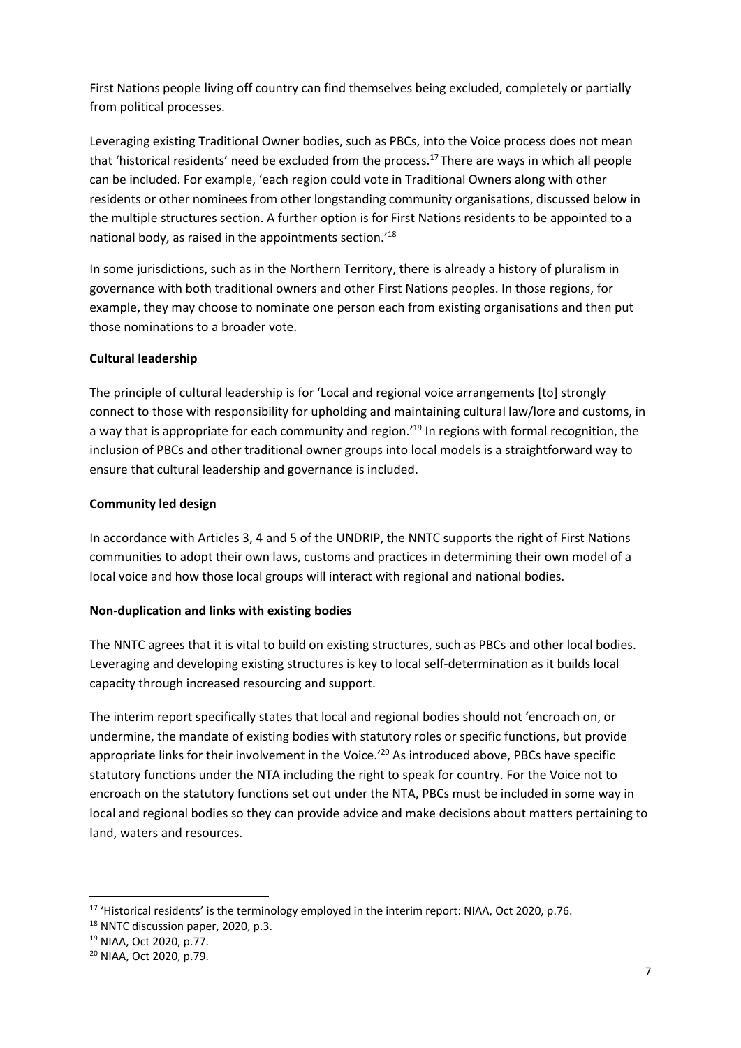First Nations people living off country can find themselves being excluded, completely or partially from political processes.

Leveraging existing Traditional Owner bodies, such as PBCs, into the Voice process does not mean that 'historical residents' need be excluded from the process.[17] There are ways in which all people can be included. For example, 'each region could vote in Traditional Owners along with other residents or other nominees from other longstanding community organisations, discussed below in the multiple structures section. A further option is for First Nations residents to be appointed to a national body, as raised in the appointments section.'[18]

In some jurisdictions, such as in the Northern Territory, there is already a history of pluralism in governance with both traditional owners and other First Nations peoples. In those regions, for example, they may choose to nominate one person each from existing organisations and then put those nominations to a broader vote.

**Cultural leadership**

The principle of cultural leadership is for 'Local and regional voice arrangements [to] strongly connect to those with responsibility for upholding and maintaining cultural law/lore and customs, in a way that is appropriate for each community and region.'[19] In regions with formal recognition, the inclusion of PBCs and other traditional owner groups into local models is a straightforward way to ensure that cultural leadership and governance is included.

**Community led design**

In accordance with Articles 3, 4 and 5 of the UNDRIP, the NNTC supports the right of First Nations communities to adopt their own laws, customs and practices in determining their own model of a local voice and how those local groups will interact with regional and national bodies.

**Non-duplication and links with existing bodies**

The NNTC agrees that it is vital to build on existing structures, such as PBCs and other local bodies. Leveraging and developing existing structures is key to local self-determination as it builds local capacity through increased resourcing and support.

The interim report specifically states that local and regional bodies should not 'encroach on, or undermine, the mandate of existing bodies with statutory roles or specific functions, but provide appropriate links for their involvement in the Voice.'[20] As introduced above, PBCs have specific statutory functions under the NTA including the right to speak for country. For the Voice not to encroach on the statutory functions set out under the NTA, PBCs must be included in some way in local and regional bodies so they can provide advice and make decisions about matters pertaining to land, waters and resources.

---

[17] 'Historical residents' is the terminology employed in the interim report: NIAA, Oct 2020, p.76.

[18] NNTC discussion paper, 2020, p.3.

[19] NIAA, Oct 2020, p.77.

[20] NIAA, Oct 2020, p.79.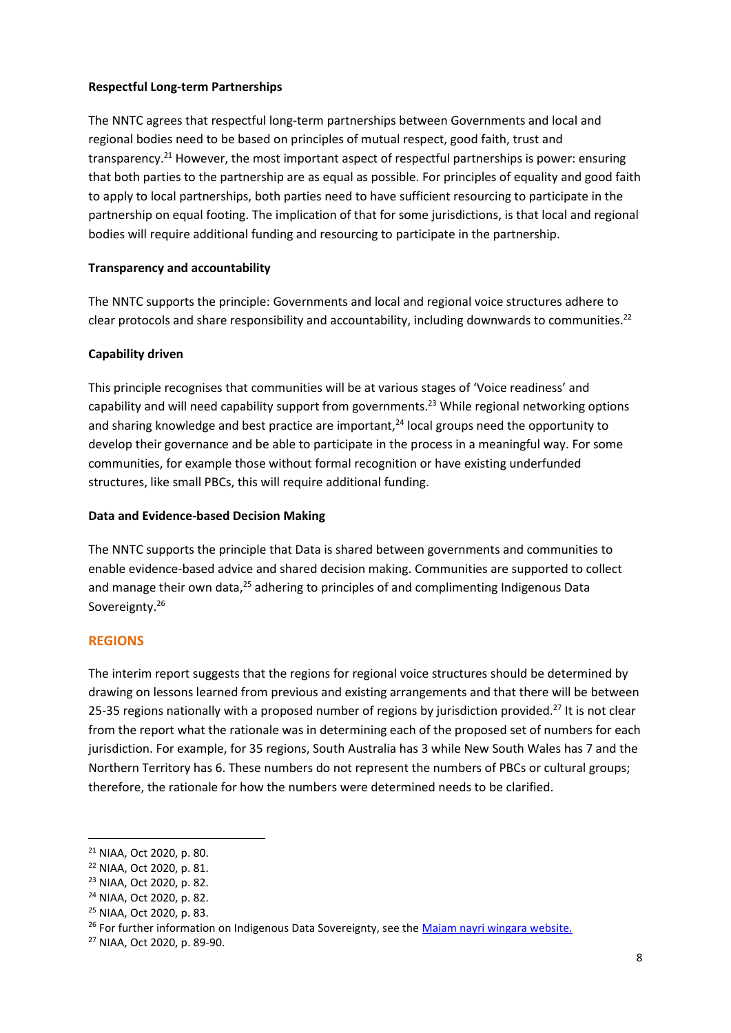**Respectful Long-term Partnerships**

The NNTC agrees that respectful long-term partnerships between Governments and local and regional bodies need to be based on principles of mutual respect, good faith, trust and transparency.[21] However, the most important aspect of respectful partnerships is power: ensuring that both parties to the partnership are as equal as possible. For principles of equality and good faith to apply to local partnerships, both parties need to have sufficient resourcing to participate in the partnership on equal footing. The implication of that for some jurisdictions, is that local and regional bodies will require additional funding and resourcing to participate in the partnership.

**Transparency and accountability**

The NNTC supports the principle: Governments and local and regional voice structures adhere to clear protocols and share responsibility and accountability, including downwards to communities.[22]

**Capability driven**

This principle recognises that communities will be at various stages of 'Voice readiness' and capability and will need capability support from governments.[23] While regional networking options and sharing knowledge and best practice are important,[24] local groups need the opportunity to develop their governance and be able to participate in the process in a meaningful way. For some communities, for example those without formal recognition or have existing underfunded structures, like small PBCs, this will require additional funding.

**Data and Evidence-based Decision Making**

The NNTC supports the principle that Data is shared between governments and communities to enable evidence-based advice and shared decision making. Communities are supported to collect and manage their own data,[25] adhering to principles of and complimenting Indigenous Data Sovereignty.[26]

## REGIONS

The interim report suggests that the regions for regional voice structures should be determined by drawing on lessons learned from previous and existing arrangements and that there will be between 25-35 regions nationally with a proposed number of regions by jurisdiction provided.[27] It is not clear from the report what the rationale was in determining each of the proposed set of numbers for each jurisdiction. For example, for 35 regions, South Australia has 3 while New South Wales has 7 and the Northern Territory has 6. These numbers do not represent the numbers of PBCs or cultural groups; therefore, the rationale for how the numbers were determined needs to be clarified.

---

[21] NIAA, Oct 2020, p. 80.
[22] NIAA, Oct 2020, p. 81.
[23] NIAA, Oct 2020, p. 82.
[24] NIAA, Oct 2020, p. 82.
[25] NIAA, Oct 2020, p. 83.
[26] For further information on Indigenous Data Sovereignty, see the [Maiam nayri wingara website.]()
[27] NIAA, Oct 2020, p. 89-90.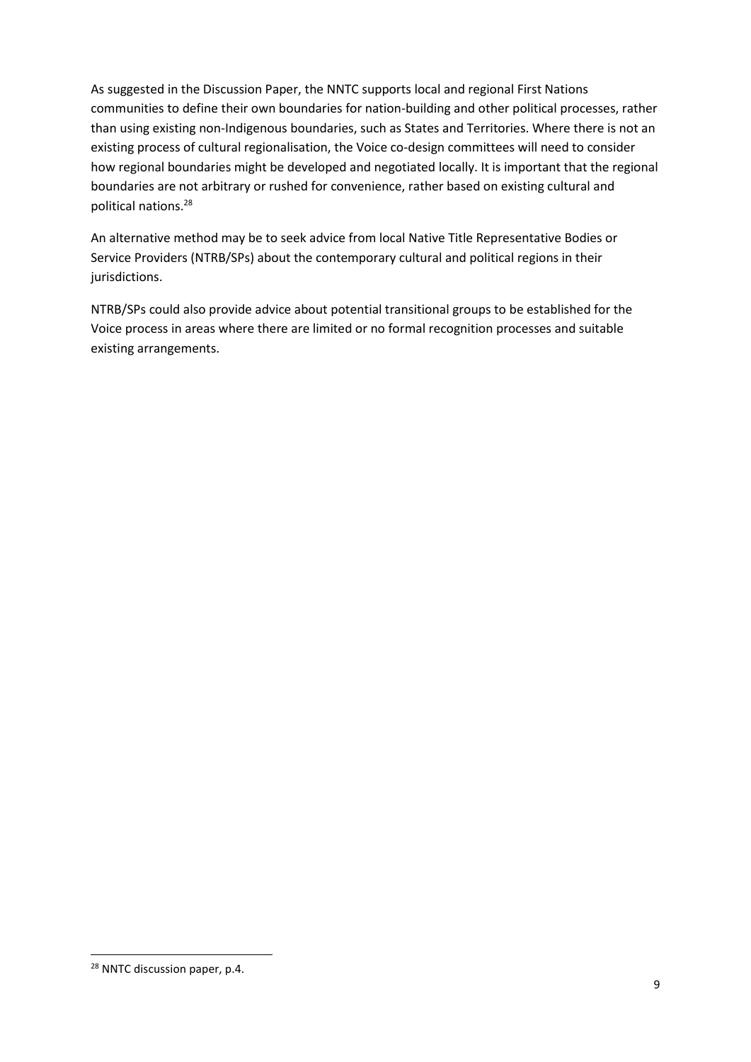As suggested in the Discussion Paper, the NNTC supports local and regional First Nations communities to define their own boundaries for nation-building and other political processes, rather than using existing non-Indigenous boundaries, such as States and Territories. Where there is not an existing process of cultural regionalisation, the Voice co-design committees will need to consider how regional boundaries might be developed and negotiated locally. It is important that the regional boundaries are not arbitrary or rushed for convenience, rather based on existing cultural and political nations.[28]

An alternative method may be to seek advice from local Native Title Representative Bodies or Service Providers (NTRB/SPs) about the contemporary cultural and political regions in their jurisdictions.

NTRB/SPs could also provide advice about potential transitional groups to be established for the Voice process in areas where there are limited or no formal recognition processes and suitable existing arrangements.

[28] NNTC discussion paper, p.4.